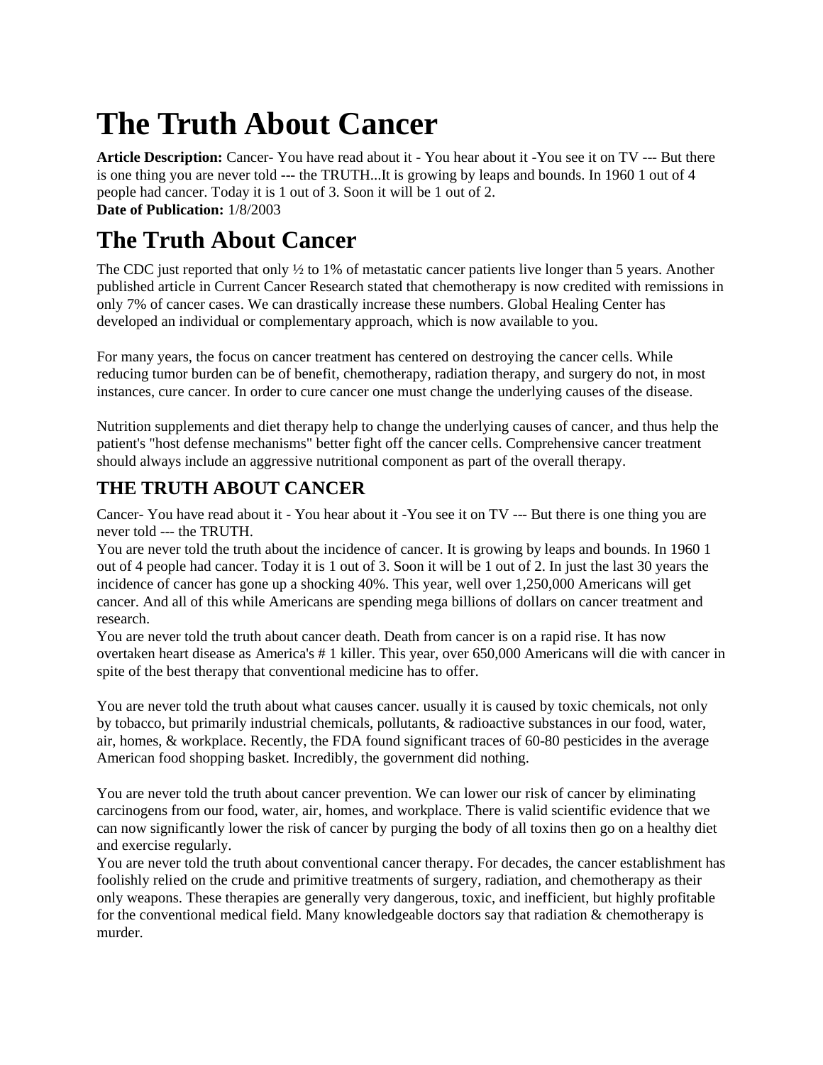# The Truth About Cancer

**Article Description:** Cancer- You have read about it - You hear about it -You see it on TV --- But there is one thing you are never told --- the TRUTH...It is growing by leaps and bounds. In 1960 1 out of 4 people had cancer. Today it is 1 out of 3. Soon it will be 1 out of 2.
**Date of Publication:** 1/8/2003

# The Truth About Cancer

The CDC just reported that only ½ to 1% of metastatic cancer patients live longer than 5 years. Another published article in Current Cancer Research stated that chemotherapy is now credited with remissions in only 7% of cancer cases. We can drastically increase these numbers. Global Healing Center has developed an individual or complementary approach, which is now available to you.

For many years, the focus on cancer treatment has centered on destroying the cancer cells. While reducing tumor burden can be of benefit, chemotherapy, radiation therapy, and surgery do not, in most instances, cure cancer. In order to cure cancer one must change the underlying causes of the disease.

Nutrition supplements and diet therapy help to change the underlying causes of cancer, and thus help the patient's "host defense mechanisms" better fight off the cancer cells. Comprehensive cancer treatment should always include an aggressive nutritional component as part of the overall therapy.

## THE TRUTH ABOUT CANCER

Cancer- You have read about it - You hear about it -You see it on TV --- But there is one thing you are never told --- the TRUTH.
You are never told the truth about the incidence of cancer. It is growing by leaps and bounds. In 1960 1 out of 4 people had cancer. Today it is 1 out of 3. Soon it will be 1 out of 2. In just the last 30 years the incidence of cancer has gone up a shocking 40%. This year, well over 1,250,000 Americans will get cancer. And all of this while Americans are spending mega billions of dollars on cancer treatment and research.
You are never told the truth about cancer death. Death from cancer is on a rapid rise. It has now overtaken heart disease as America's # 1 killer. This year, over 650,000 Americans will die with cancer in spite of the best therapy that conventional medicine has to offer.

You are never told the truth about what causes cancer. usually it is caused by toxic chemicals, not only by tobacco, but primarily industrial chemicals, pollutants, & radioactive substances in our food, water, air, homes, & workplace. Recently, the FDA found significant traces of 60-80 pesticides in the average American food shopping basket. Incredibly, the government did nothing.

You are never told the truth about cancer prevention. We can lower our risk of cancer by eliminating carcinogens from our food, water, air, homes, and workplace. There is valid scientific evidence that we can now significantly lower the risk of cancer by purging the body of all toxins then go on a healthy diet and exercise regularly.
You are never told the truth about conventional cancer therapy. For decades, the cancer establishment has foolishly relied on the crude and primitive treatments of surgery, radiation, and chemotherapy as their only weapons. These therapies are generally very dangerous, toxic, and inefficient, but highly profitable for the conventional medical field. Many knowledgeable doctors say that radiation & chemotherapy is murder.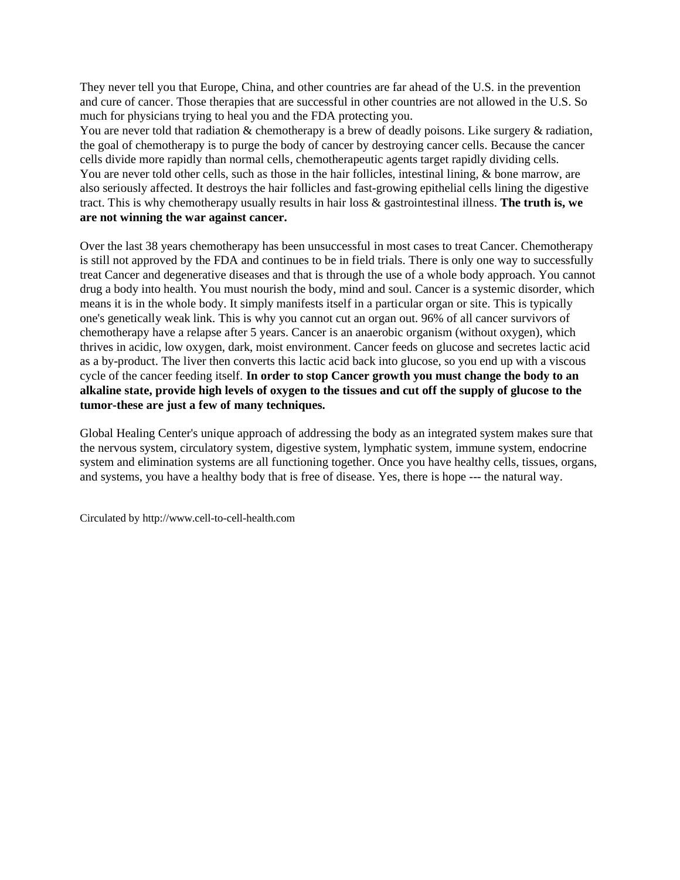They never tell you that Europe, China, and other countries are far ahead of the U.S. in the prevention and cure of cancer. Those therapies that are successful in other countries are not allowed in the U.S. So much for physicians trying to heal you and the FDA protecting you.
You are never told that radiation & chemotherapy is a brew of deadly poisons. Like surgery & radiation, the goal of chemotherapy is to purge the body of cancer by destroying cancer cells. Because the cancer cells divide more rapidly than normal cells, chemotherapeutic agents target rapidly dividing cells.
You are never told other cells, such as those in the hair follicles, intestinal lining, & bone marrow, are also seriously affected. It destroys the hair follicles and fast-growing epithelial cells lining the digestive tract. This is why chemotherapy usually results in hair loss & gastrointestinal illness. **The truth is, we are not winning the war against cancer.**

Over the last 38 years chemotherapy has been unsuccessful in most cases to treat Cancer. Chemotherapy is still not approved by the FDA and continues to be in field trials. There is only one way to successfully treat Cancer and degenerative diseases and that is through the use of a whole body approach. You cannot drug a body into health. You must nourish the body, mind and soul. Cancer is a systemic disorder, which means it is in the whole body. It simply manifests itself in a particular organ or site. This is typically one's genetically weak link. This is why you cannot cut an organ out. 96% of all cancer survivors of chemotherapy have a relapse after 5 years. Cancer is an anaerobic organism (without oxygen), which thrives in acidic, low oxygen, dark, moist environment. Cancer feeds on glucose and secretes lactic acid as a by-product. The liver then converts this lactic acid back into glucose, so you end up with a viscous cycle of the cancer feeding itself. **In order to stop Cancer growth you must change the body to an alkaline state, provide high levels of oxygen to the tissues and cut off the supply of glucose to the tumor-these are just a few of many techniques.**

Global Healing Center's unique approach of addressing the body as an integrated system makes sure that the nervous system, circulatory system, digestive system, lymphatic system, immune system, endocrine system and elimination systems are all functioning together. Once you have healthy cells, tissues, organs, and systems, you have a healthy body that is free of disease. Yes, there is hope --- the natural way.

Circulated by http://www.cell-to-cell-health.com